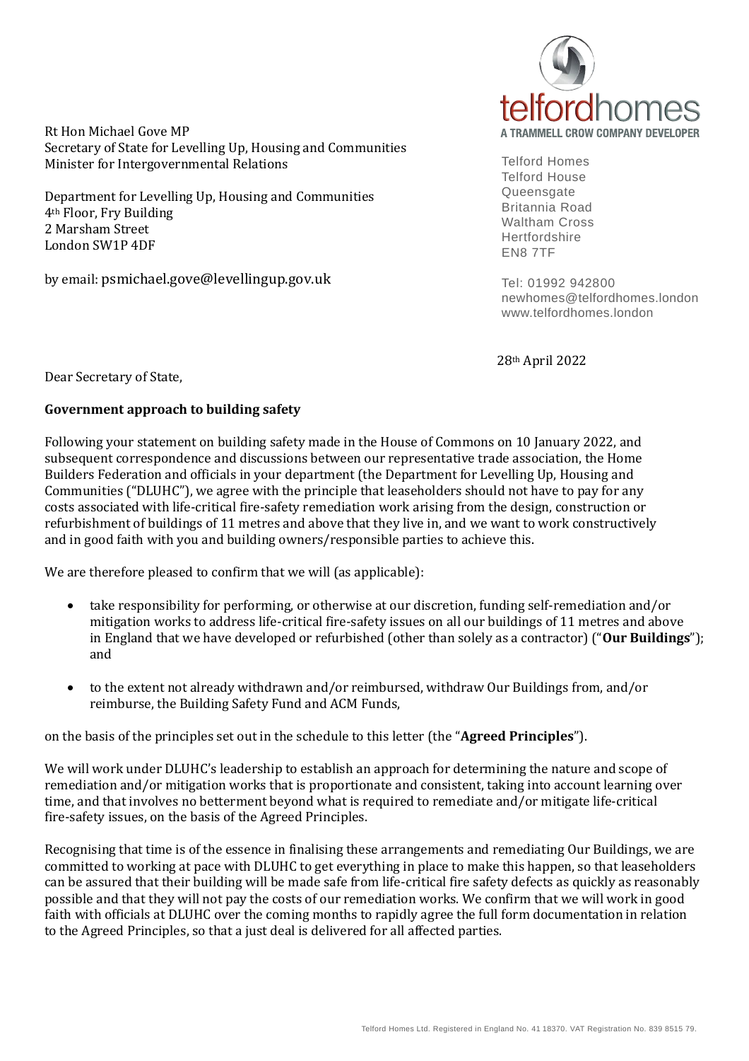telfordhomes
A TRAMMELL CROW COMPANY DEVELOPER

Telford Homes
Telford House
Queensgate
Britannia Road
Waltham Cross
Hertfordshire
EN8 7TF

Tel: 01992 942800
newhomes@telfordhomes.london
www.telfordhomes.london

Rt Hon Michael Gove MP
Secretary of State for Levelling Up, Housing and Communities
Minister for Intergovernmental Relations

Department for Levelling Up, Housing and Communities
4th Floor, Fry Building
2 Marsham Street
London SW1P 4DF

by email: psmichael.gove@levellingup.gov.uk

28th April 2022

Dear Secretary of State,

**Government approach to building safety**

Following your statement on building safety made in the House of Commons on 10 January 2022, and subsequent correspondence and discussions between our representative trade association, the Home Builders Federation and officials in your department (the Department for Levelling Up, Housing and Communities ("DLUHC"), we agree with the principle that leaseholders should not have to pay for any costs associated with life-critical fire-safety remediation work arising from the design, construction or refurbishment of buildings of 11 metres and above that they live in, and we want to work constructively and in good faith with you and building owners/responsible parties to achieve this.

We are therefore pleased to confirm that we will (as applicable):

- take responsibility for performing, or otherwise at our discretion, funding self-remediation and/or mitigation works to address life-critical fire-safety issues on all our buildings of 11 metres and above in England that we have developed or refurbished (other than solely as a contractor) ("**Our Buildings**"); and
- to the extent not already withdrawn and/or reimbursed, withdraw Our Buildings from, and/or reimburse, the Building Safety Fund and ACM Funds,

on the basis of the principles set out in the schedule to this letter (the "**Agreed Principles**").

We will work under DLUHC's leadership to establish an approach for determining the nature and scope of remediation and/or mitigation works that is proportionate and consistent, taking into account learning over time, and that involves no betterment beyond what is required to remediate and/or mitigate life-critical fire-safety issues, on the basis of the Agreed Principles.

Recognising that time is of the essence in finalising these arrangements and remediating Our Buildings, we are committed to working at pace with DLUHC to get everything in place to make this happen, so that leaseholders can be assured that their building will be made safe from life-critical fire safety defects as quickly as reasonably possible and that they will not pay the costs of our remediation works. We confirm that we will work in good faith with officials at DLUHC over the coming months to rapidly agree the full form documentation in relation to the Agreed Principles, so that a just deal is delivered for all affected parties.

Telford Homes Ltd. Registered in England No. 41 18370. VAT Registration No. 839 8515 79.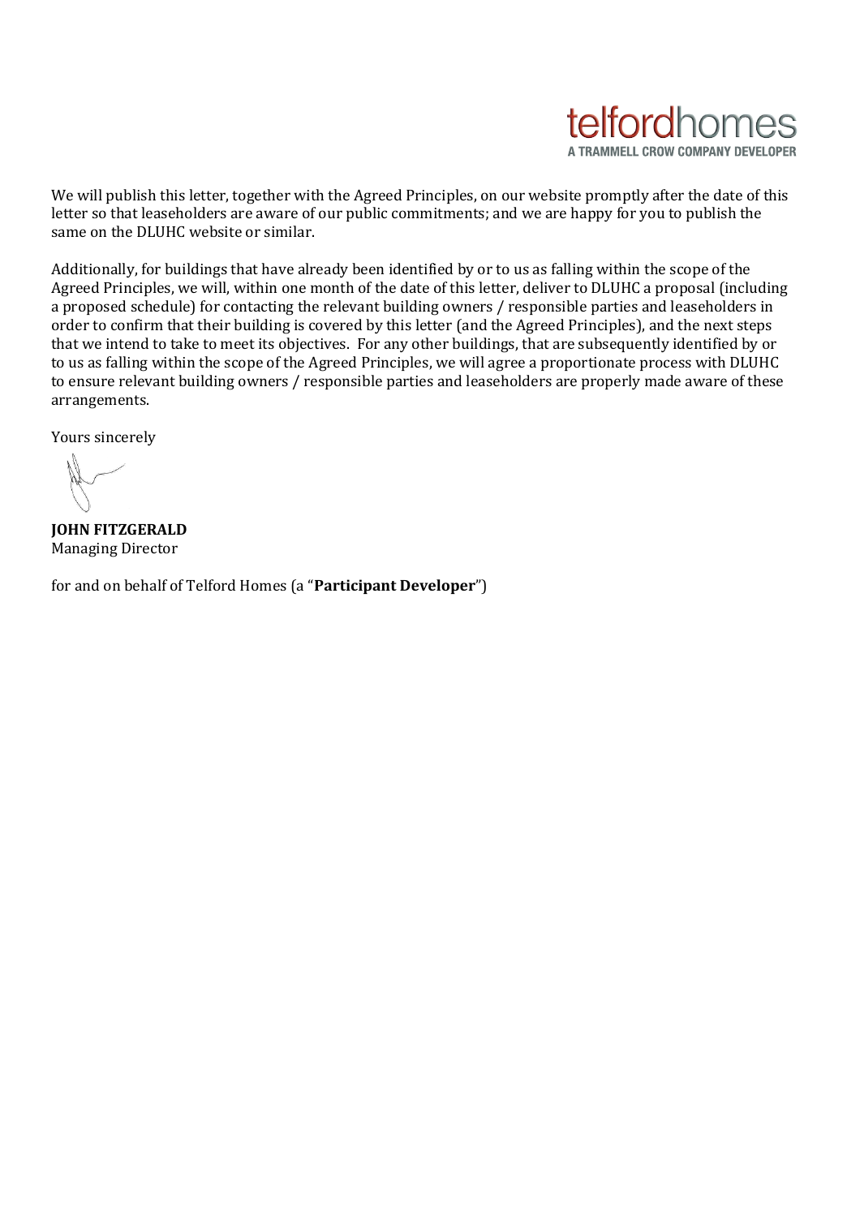We will publish this letter, together with the Agreed Principles, on our website promptly after the date of this letter so that leaseholders are aware of our public commitments; and we are happy for you to publish the same on the DLUHC website or similar.

Additionally, for buildings that have already been identified by or to us as falling within the scope of the Agreed Principles, we will, within one month of the date of this letter, deliver to DLUHC a proposal (including a proposed schedule) for contacting the relevant building owners / responsible parties and leaseholders in order to confirm that their building is covered by this letter (and the Agreed Principles), and the next steps that we intend to take to meet its objectives. For any other buildings, that are subsequently identified by or to us as falling within the scope of the Agreed Principles, we will agree a proportionate process with DLUHC to ensure relevant building owners / responsible parties and leaseholders are properly made aware of these arrangements.

Yours sincerely

**JOHN FITZGERALD**
Managing Director

for and on behalf of Telford Homes (a "**Participant Developer**")